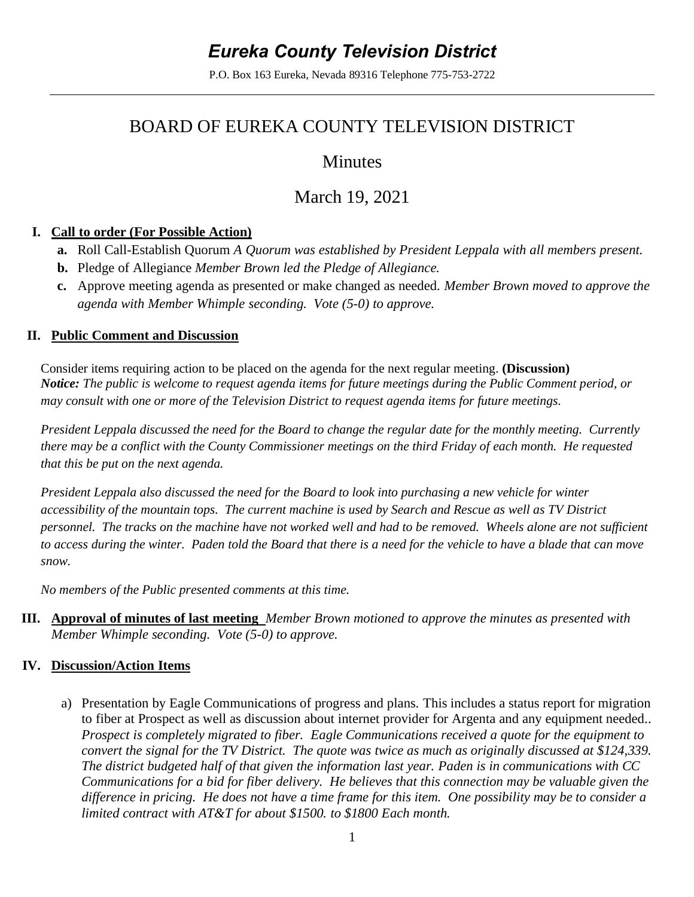# *Eureka County Television District*

P.O. Box 163 Eureka, Nevada 89316 Telephone 775-753-2722

## BOARD OF EUREKA COUNTY TELEVISION DISTRICT

## Minutes

## March 19, 2021

**I. Call to order (For Possible Action)**

- **a.** Roll Call-Establish Quorum *A Quorum was established by President Leppala with all members present.*
- **b.** Pledge of Allegiance *Member Brown led the Pledge of Allegiance.*
- **c.** Approve meeting agenda as presented or make changed as needed. *Member Brown moved to approve the agenda with Member Whimple seconding. Vote (5-0) to approve.*

**II. Public Comment and Discussion**

Consider items requiring action to be placed on the agenda for the next regular meeting. **(Discussion)**
***Notice:*** *The public is welcome to request agenda items for future meetings during the Public Comment period, or may consult with one or more of the Television District to request agenda items for future meetings.*

*President Leppala discussed the need for the Board to change the regular date for the monthly meeting. Currently there may be a conflict with the County Commissioner meetings on the third Friday of each month. He requested that this be put on the next agenda.*

*President Leppala also discussed the need for the Board to look into purchasing a new vehicle for winter accessibility of the mountain tops. The current machine is used by Search and Rescue as well as TV District personnel. The tracks on the machine have not worked well and had to be removed. Wheels alone are not sufficient to access during the winter. Paden told the Board that there is a need for the vehicle to have a blade that can move snow.*

*No members of the Public presented comments at this time.*

**III. Approval of minutes of last meeting** *Member Brown motioned to approve the minutes as presented with Member Whimple seconding. Vote (5-0) to approve.*

**IV. Discussion/Action Items**

a) Presentation by Eagle Communications of progress and plans. This includes a status report for migration to fiber at Prospect as well as discussion about internet provider for Argenta and any equipment needed.. *Prospect is completely migrated to fiber. Eagle Communications received a quote for the equipment to convert the signal for the TV District. The quote was twice as much as originally discussed at $124,339. The district budgeted half of that given the information last year. Paden is in communications with CC Communications for a bid for fiber delivery. He believes that this connection may be valuable given the difference in pricing. He does not have a time frame for this item. One possibility may be to consider a limited contract with AT&T for about $1500. to $1800 Each month.*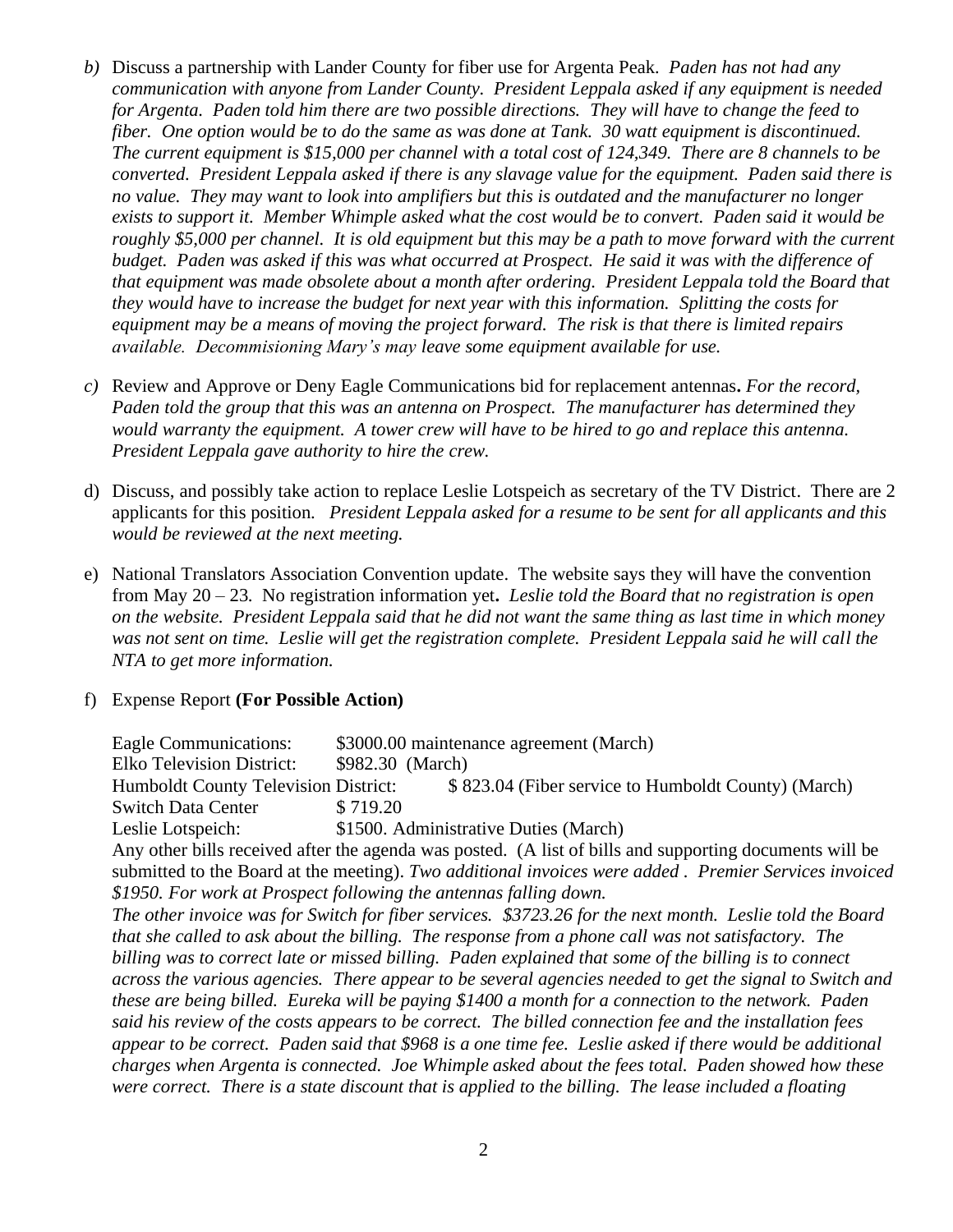b) Discuss a partnership with Lander County for fiber use for Argenta Peak. *Paden has not had any communication with anyone from Lander County. President Leppala asked if any equipment is needed for Argenta. Paden told him there are two possible directions. They will have to change the feed to fiber. One option would be to do the same as was done at Tank. 30 watt equipment is discontinued. The current equipment is $15,000 per channel with a total cost of 124,349. There are 8 channels to be converted. President Leppala asked if there is any slavage value for the equipment. Paden said there is no value. They may want to look into amplifiers but this is outdated and the manufacturer no longer exists to support it. Member Whimple asked what the cost would be to convert. Paden said it would be roughly $5,000 per channel. It is old equipment but this may be a path to move forward with the current budget. Paden was asked if this was what occurred at Prospect. He said it was with the difference of that equipment was made obsolete about a month after ordering. President Leppala told the Board that they would have to increase the budget for next year with this information. Splitting the costs for equipment may be a means of moving the project forward. The risk is that there is limited repairs available. Decommisioning Mary's may leave some equipment available for use.*

c) Review and Approve or Deny Eagle Communications bid for replacement antennas**.** *For the record, Paden told the group that this was an antenna on Prospect. The manufacturer has determined they would warranty the equipment. A tower crew will have to be hired to go and replace this antenna. President Leppala gave authority to hire the crew.*

d) Discuss, and possibly take action to replace Leslie Lotspeich as secretary of the TV District. There are 2 applicants for this position. *President Leppala asked for a resume to be sent for all applicants and this would be reviewed at the next meeting.*

e) National Translators Association Convention update. The website says they will have the convention from May 20 – 23. No registration information yet**.** *Leslie told the Board that no registration is open on the website. President Leppala said that he did not want the same thing as last time in which money was not sent on time. Leslie will get the registration complete. President Leppala said he will call the NTA to get more information.*

f) Expense Report **(For Possible Action)**

Eagle Communications: $3000.00 maintenance agreement (March)
Elko Television District: $982.30 (March)
Humboldt County Television District: $ 823.04 (Fiber service to Humboldt County) (March)
Switch Data Center $ 719.20
Leslie Lotspeich: $1500. Administrative Duties (March)

Any other bills received after the agenda was posted. (A list of bills and supporting documents will be submitted to the Board at the meeting). *Two additional invoices were added . Premier Services invoiced $1950. For work at Prospect following the antennas falling down.*

*The other invoice was for Switch for fiber services. $3723.26 for the next month. Leslie told the Board that she called to ask about the billing. The response from a phone call was not satisfactory. The billing was to correct late or missed billing. Paden explained that some of the billing is to connect across the various agencies. There appear to be several agencies needed to get the signal to Switch and these are being billed. Eureka will be paying $1400 a month for a connection to the network. Paden said his review of the costs appears to be correct. The billed connection fee and the installation fees appear to be correct. Paden said that $968 is a one time fee. Leslie asked if there would be additional charges when Argenta is connected. Joe Whimple asked about the fees total. Paden showed how these were correct. There is a state discount that is applied to the billing. The lease included a floating*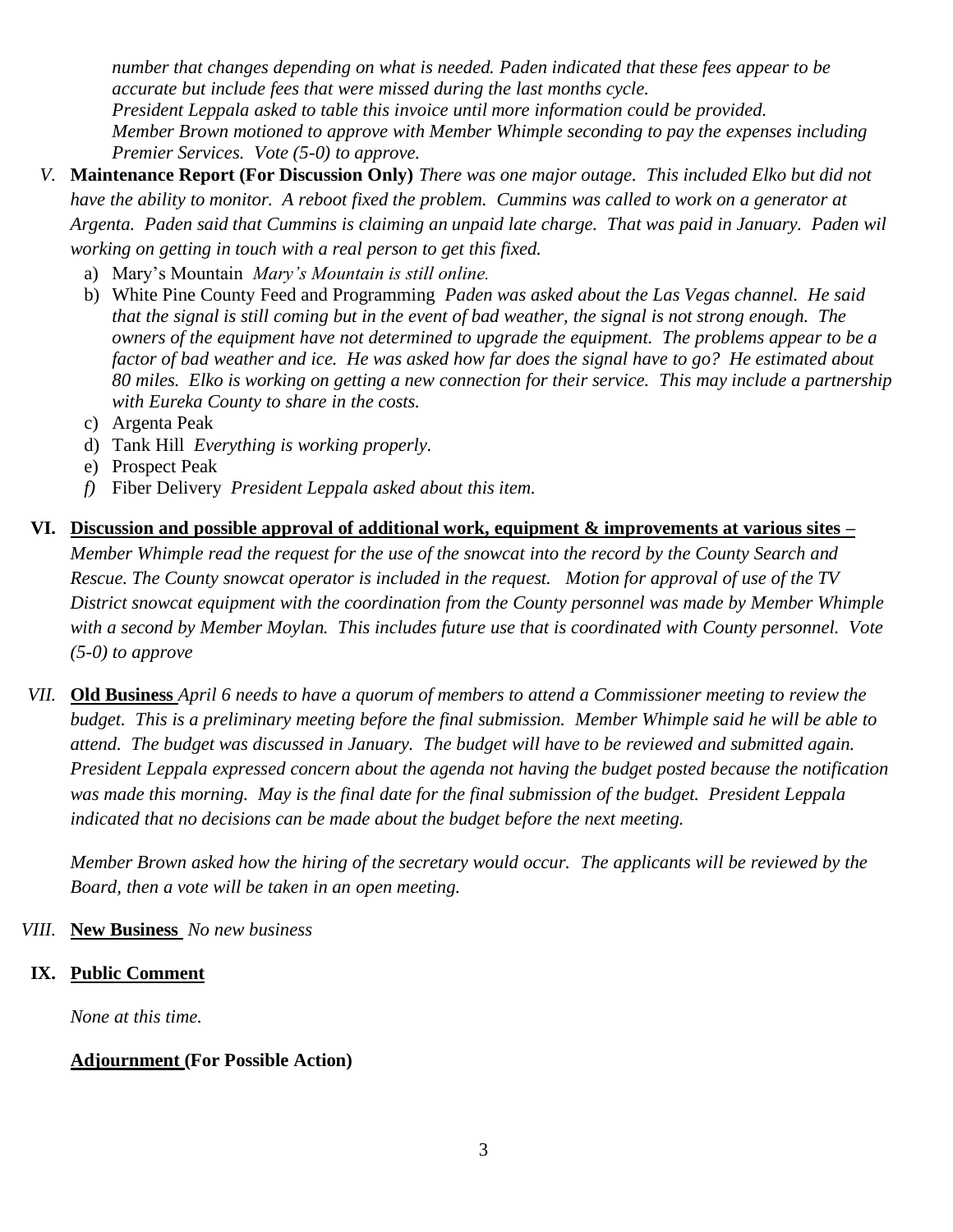*number that changes depending on what is needed. Paden indicated that these fees appear to be accurate but include fees that were missed during the last months cycle.*
*President Leppala asked to table this invoice until more information could be provided.*
*Member Brown motioned to approve with Member Whimple seconding to pay the expenses including Premier Services. Vote (5-0) to approve.*

V. **Maintenance Report (For Discussion Only)** *There was one major outage. This included Elko but did not have the ability to monitor. A reboot fixed the problem. Cummins was called to work on a generator at Argenta. Paden said that Cummins is claiming an unpaid late charge. That was paid in January. Paden wil working on getting in touch with a real person to get this fixed.*

   a) Mary's Mountain *Mary's Mountain is still online.*
   b) White Pine County Feed and Programming *Paden was asked about the Las Vegas channel. He said that the signal is still coming but in the event of bad weather, the signal is not strong enough. The owners of the equipment have not determined to upgrade the equipment. The problems appear to be a factor of bad weather and ice. He was asked how far does the signal have to go? He estimated about 80 miles. Elko is working on getting a new connection for their service. This may include a partnership with Eureka County to share in the costs.*
   c) Argenta Peak
   d) Tank Hill *Everything is working properly.*
   e) Prospect Peak
   f) Fiber Delivery *President Leppala asked about this item.*

VI. **Discussion and possible approval of additional work, equipment & improvements at various sites –** *Member Whimple read the request for the use of the snowcat into the record by the County Search and Rescue. The County snowcat operator is included in the request. Motion for approval of use of the TV District snowcat equipment with the coordination from the County personnel was made by Member Whimple with a second by Member Moylan. This includes future use that is coordinated with County personnel. Vote (5-0) to approve*

VII. **Old Business** *April 6 needs to have a quorum of members to attend a Commissioner meeting to review the budget. This is a preliminary meeting before the final submission. Member Whimple said he will be able to attend. The budget was discussed in January. The budget will have to be reviewed and submitted again. President Leppala expressed concern about the agenda not having the budget posted because the notification was made this morning. May is the final date for the final submission of the budget. President Leppala indicated that no decisions can be made about the budget before the next meeting.*

*Member Brown asked how the hiring of the secretary would occur. The applicants will be reviewed by the Board, then a vote will be taken in an open meeting.*

VIII. **New Business** *No new business*

IX. **Public Comment**

*None at this time.*

**Adjournment (For Possible Action)**